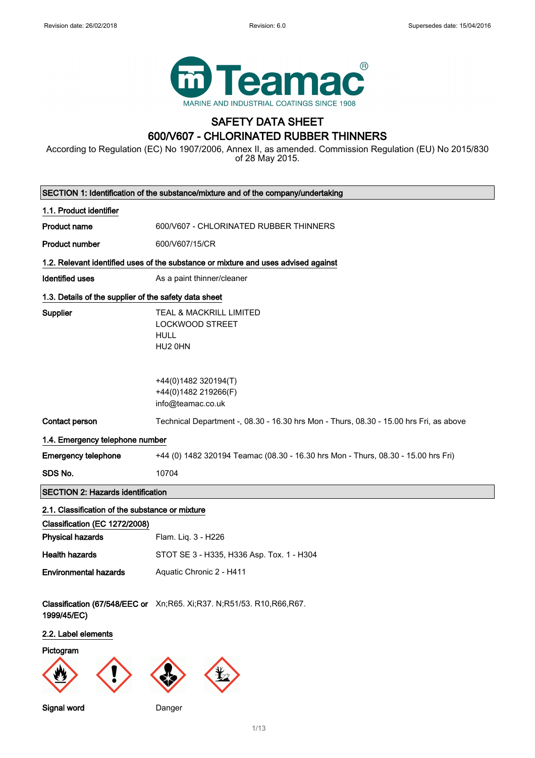Revision date: 26/02/2018 Revision: 6.0 Supersedes date: 15/04/2016

Teamac®
MARINE AND INDUSTRIAL COATINGS SINCE 1908

# SAFETY DATA SHEET
# 600/V607 - CHLORINATED RUBBER THINNERS

According to Regulation (EC) No 1907/2006, Annex II, as amended. Commission Regulation (EU) No 2015/830 of 28 May 2015.

## SECTION 1: Identification of the substance/mixture and of the company/undertaking

### 1.1. Product identifier

**Product name** 600/V607 - CHLORINATED RUBBER THINNERS

**Product number** 600/V607/15/CR

### 1.2. Relevant identified uses of the substance or mixture and uses advised against

**Identified uses** As a paint thinner/cleaner

### 1.3. Details of the supplier of the safety data sheet

**Supplier**
TEAL & MACKRILL LIMITED
LOCKWOOD STREET
HULL
HU2 0HN

+44(0)1482 320194(T)
+44(0)1482 219266(F)
info@teamac.co.uk

**Contact person** Technical Department -, 08.30 - 16.30 hrs Mon - Thurs, 08.30 - 15.00 hrs Fri, as above

### 1.4. Emergency telephone number

**Emergency telephone** +44 (0) 1482 320194 Teamac (08.30 - 16.30 hrs Mon - Thurs, 08.30 - 15.00 hrs Fri)

**SDS No.** 10704

## SECTION 2: Hazards identification

### 2.1. Classification of the substance or mixture

**Classification (EC 1272/2008)**

**Physical hazards** Flam. Liq. 3 - H226

**Health hazards** STOT SE 3 - H335, H336 Asp. Tox. 1 - H304

**Environmental hazards** Aquatic Chronic 2 - H411

**Classification (67/548/EEC or 1999/45/EC)** Xn;R65. Xi;R37. N;R51/53. R10,R66,R67.

### 2.2. Label elements

**Pictogram**

**Signal word** Danger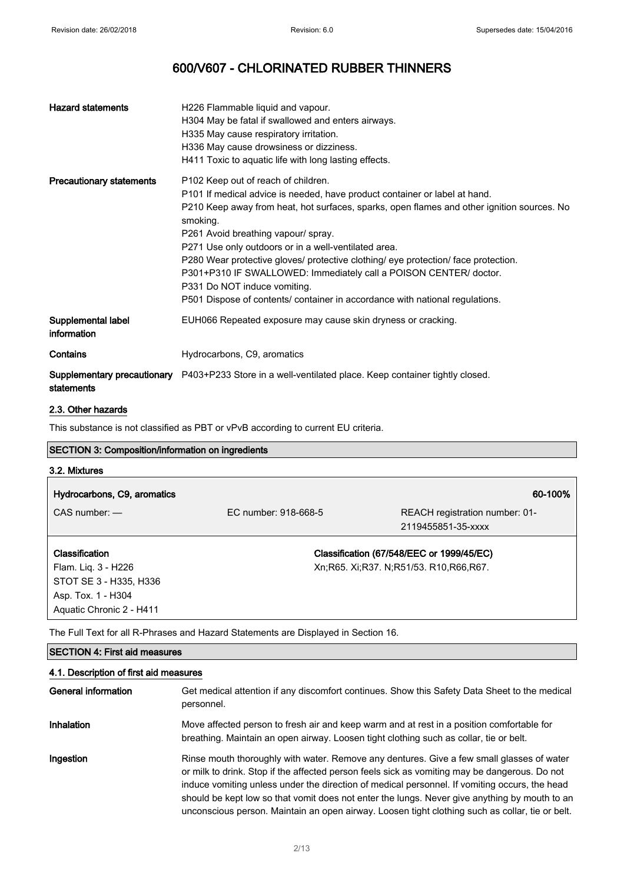# 600/V607 - CHLORINATED RUBBER THINNERS

| | |
|---|---|
| **Hazard statements** | H226 Flammable liquid and vapour.<br>H304 May be fatal if swallowed and enters airways.<br>H335 May cause respiratory irritation.<br>H336 May cause drowsiness or dizziness.<br>H411 Toxic to aquatic life with long lasting effects. |
| **Precautionary statements** | P102 Keep out of reach of children.<br>P101 If medical advice is needed, have product container or label at hand.<br>P210 Keep away from heat, hot surfaces, sparks, open flames and other ignition sources. No smoking.<br>P261 Avoid breathing vapour/ spray.<br>P271 Use only outdoors or in a well-ventilated area.<br>P280 Wear protective gloves/ protective clothing/ eye protection/ face protection.<br>P301+P310 IF SWALLOWED: Immediately call a POISON CENTER/ doctor.<br>P331 Do NOT induce vomiting.<br>P501 Dispose of contents/ container in accordance with national regulations. |
| **Supplemental label information** | EUH066 Repeated exposure may cause skin dryness or cracking. |
| **Contains** | Hydrocarbons, C9, aromatics |
| **Supplementary precautionary statements** | P403+P233 Store in a well-ventilated place. Keep container tightly closed. |

### 2.3. Other hazards

This substance is not classified as PBT or vPvB according to current EU criteria.

## SECTION 3: Composition/information on ingredients

### 3.2. Mixtures

| **Hydrocarbons, C9, aromatics** | | **60-100%** |
|---|---|---|
| CAS number: — | EC number: 918-668-5 | REACH registration number: 01-2119455851-35-xxxx |
| **Classification**<br>Flam. Liq. 3 - H226<br>STOT SE 3 - H335, H336<br>Asp. Tox. 1 - H304<br>Aquatic Chronic 2 - H411 | | **Classification (67/548/EEC or 1999/45/EC)**<br>Xn;R65. Xi;R37. N;R51/53. R10,R66,R67. |

The Full Text for all R-Phrases and Hazard Statements are Displayed in Section 16.

## SECTION 4: First aid measures

### 4.1. Description of first aid measures

| | |
|---|---|
| **General information** | Get medical attention if any discomfort continues. Show this Safety Data Sheet to the medical personnel. |
| **Inhalation** | Move affected person to fresh air and keep warm and at rest in a position comfortable for breathing. Maintain an open airway. Loosen tight clothing such as collar, tie or belt. |
| **Ingestion** | Rinse mouth thoroughly with water. Remove any dentures. Give a few small glasses of water or milk to drink. Stop if the affected person feels sick as vomiting may be dangerous. Do not induce vomiting unless under the direction of medical personnel. If vomiting occurs, the head should be kept low so that vomit does not enter the lungs. Never give anything by mouth to an unconscious person. Maintain an open airway. Loosen tight clothing such as collar, tie or belt. |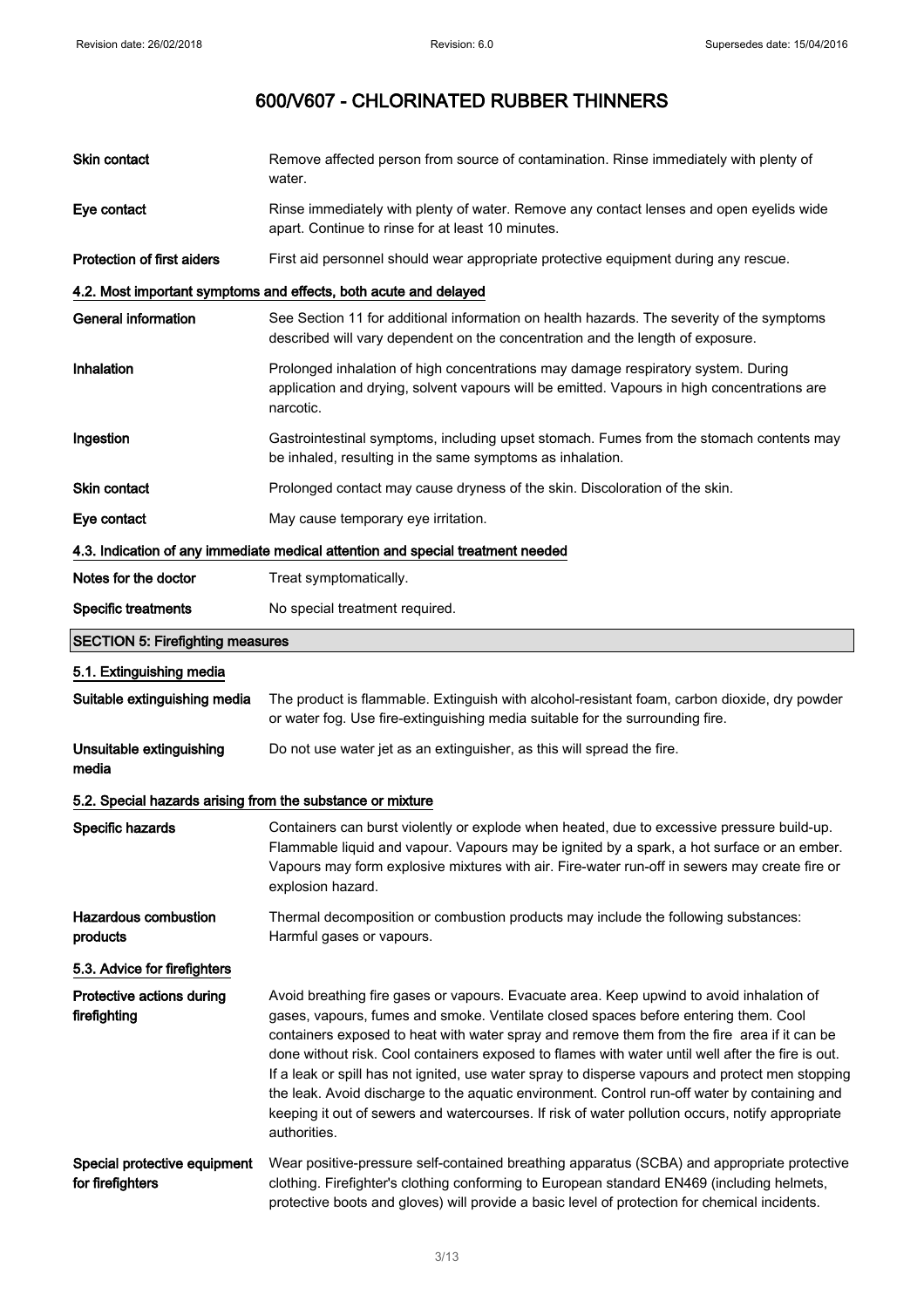| | |
|---|---|
| **Skin contact** | Remove affected person from source of contamination. Rinse immediately with plenty of water. |
| **Eye contact** | Rinse immediately with plenty of water. Remove any contact lenses and open eyelids wide apart. Continue to rinse for at least 10 minutes. |
| **Protection of first aiders** | First aid personnel should wear appropriate protective equipment during any rescue. |

### 4.2. Most important symptoms and effects, both acute and delayed

| | |
|---|---|
| **General information** | See Section 11 for additional information on health hazards. The severity of the symptoms described will vary dependent on the concentration and the length of exposure. |
| **Inhalation** | Prolonged inhalation of high concentrations may damage respiratory system. During application and drying, solvent vapours will be emitted. Vapours in high concentrations are narcotic. |
| **Ingestion** | Gastrointestinal symptoms, including upset stomach. Fumes from the stomach contents may be inhaled, resulting in the same symptoms as inhalation. |
| **Skin contact** | Prolonged contact may cause dryness of the skin. Discoloration of the skin. |
| **Eye contact** | May cause temporary eye irritation. |

### 4.3. Indication of any immediate medical attention and special treatment needed

| | |
|---|---|
| **Notes for the doctor** | Treat symptomatically. |
| **Specific treatments** | No special treatment required. |

## SECTION 5: Firefighting measures

### 5.1. Extinguishing media

| | |
|---|---|
| **Suitable extinguishing media** | The product is flammable. Extinguish with alcohol-resistant foam, carbon dioxide, dry powder or water fog. Use fire-extinguishing media suitable for the surrounding fire. |
| **Unsuitable extinguishing media** | Do not use water jet as an extinguisher, as this will spread the fire. |

### 5.2. Special hazards arising from the substance or mixture

| | |
|---|---|
| **Specific hazards** | Containers can burst violently or explode when heated, due to excessive pressure build-up. Flammable liquid and vapour. Vapours may be ignited by a spark, a hot surface or an ember. Vapours may form explosive mixtures with air. Fire-water run-off in sewers may create fire or explosion hazard. |
| **Hazardous combustion products** | Thermal decomposition or combustion products may include the following substances: Harmful gases or vapours. |

### 5.3. Advice for firefighters

| | |
|---|---|
| **Protective actions during firefighting** | Avoid breathing fire gases or vapours. Evacuate area. Keep upwind to avoid inhalation of gases, vapours, fumes and smoke. Ventilate closed spaces before entering them. Cool containers exposed to heat with water spray and remove them from the fire area if it can be done without risk. Cool containers exposed to flames with water until well after the fire is out. If a leak or spill has not ignited, use water spray to disperse vapours and protect men stopping the leak. Avoid discharge to the aquatic environment. Control run-off water by containing and keeping it out of sewers and watercourses. If risk of water pollution occurs, notify appropriate authorities. |
| **Special protective equipment for firefighters** | Wear positive-pressure self-contained breathing apparatus (SCBA) and appropriate protective clothing. Firefighter's clothing conforming to European standard EN469 (including helmets, protective boots and gloves) will provide a basic level of protection for chemical incidents. |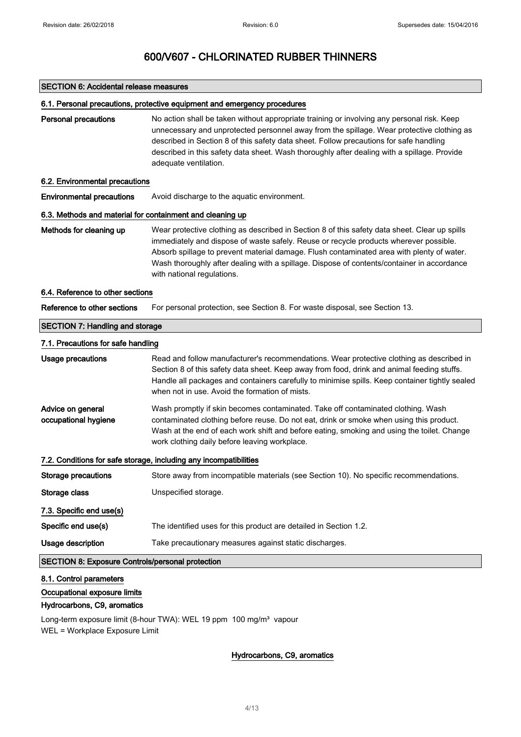## SECTION 6: Accidental release measures

### 6.1. Personal precautions, protective equipment and emergency procedures

**Personal precautions** No action shall be taken without appropriate training or involving any personal risk. Keep unnecessary and unprotected personnel away from the spillage. Wear protective clothing as described in Section 8 of this safety data sheet. Follow precautions for safe handling described in this safety data sheet. Wash thoroughly after dealing with a spillage. Provide adequate ventilation.

### 6.2. Environmental precautions

**Environmental precautions** Avoid discharge to the aquatic environment.

### 6.3. Methods and material for containment and cleaning up

**Methods for cleaning up** Wear protective clothing as described in Section 8 of this safety data sheet. Clear up spills immediately and dispose of waste safely. Reuse or recycle products wherever possible. Absorb spillage to prevent material damage. Flush contaminated area with plenty of water. Wash thoroughly after dealing with a spillage. Dispose of contents/container in accordance with national regulations.

### 6.4. Reference to other sections

**Reference to other sections** For personal protection, see Section 8. For waste disposal, see Section 13.

## SECTION 7: Handling and storage

### 7.1. Precautions for safe handling

**Usage precautions** Read and follow manufacturer's recommendations. Wear protective clothing as described in Section 8 of this safety data sheet. Keep away from food, drink and animal feeding stuffs. Handle all packages and containers carefully to minimise spills. Keep container tightly sealed when not in use. Avoid the formation of mists.

**Advice on general occupational hygiene** Wash promptly if skin becomes contaminated. Take off contaminated clothing. Wash contaminated clothing before reuse. Do not eat, drink or smoke when using this product. Wash at the end of each work shift and before eating, smoking and using the toilet. Change work clothing daily before leaving workplace.

### 7.2. Conditions for safe storage, including any incompatibilities

**Storage precautions** Store away from incompatible materials (see Section 10). No specific recommendations.

**Storage class** Unspecified storage.

### 7.3. Specific end use(s)

**Specific end use(s)** The identified uses for this product are detailed in Section 1.2.

**Usage description** Take precautionary measures against static discharges.

## SECTION 8: Exposure Controls/personal protection

### 8.1. Control parameters

**Occupational exposure limits**

**Hydrocarbons, C9, aromatics**

Long-term exposure limit (8-hour TWA): WEL 19 ppm 100 mg/m³ vapour
WEL = Workplace Exposure Limit

**Hydrocarbons, C9, aromatics**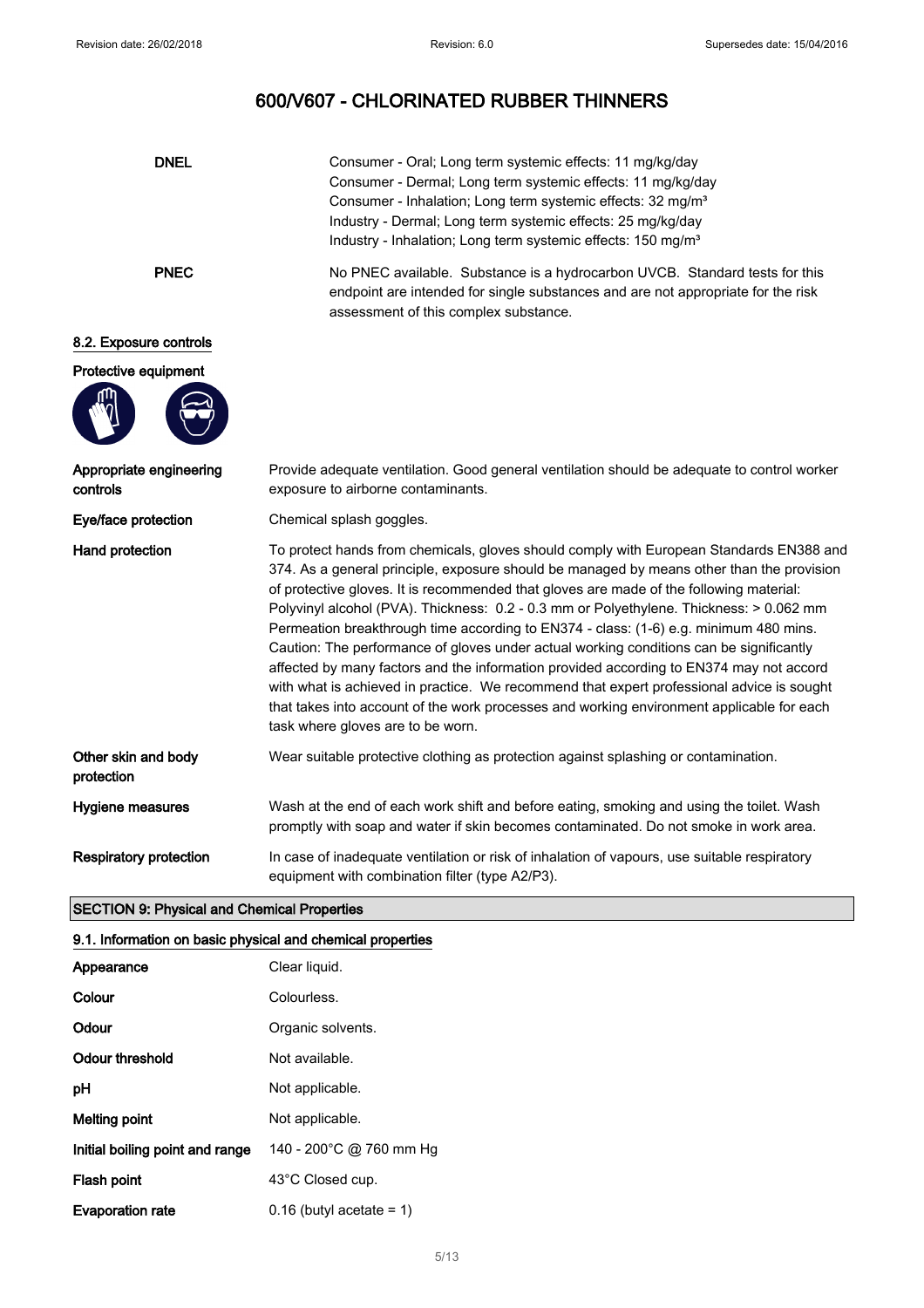# 600/V607 - CHLORINATED RUBBER THINNERS

| | |
|---|---|
| **DNEL** | Consumer - Oral; Long term systemic effects: 11 mg/kg/day<br>Consumer - Dermal; Long term systemic effects: 11 mg/kg/day<br>Consumer - Inhalation; Long term systemic effects: 32 mg/m³<br>Industry - Dermal; Long term systemic effects: 25 mg/kg/day<br>Industry - Inhalation; Long term systemic effects: 150 mg/m³ |
| **PNEC** | No PNEC available. Substance is a hydrocarbon UVCB. Standard tests for this endpoint are intended for single substances and are not appropriate for the risk assessment of this complex substance. |

### 8.2. Exposure controls

**Protective equipment**

| | |
|---|---|
| **Appropriate engineering controls** | Provide adequate ventilation. Good general ventilation should be adequate to control worker exposure to airborne contaminants. |
| **Eye/face protection** | Chemical splash goggles. |
| **Hand protection** | To protect hands from chemicals, gloves should comply with European Standards EN388 and 374. As a general principle, exposure should be managed by means other than the provision of protective gloves. It is recommended that gloves are made of the following material: Polyvinyl alcohol (PVA). Thickness: 0.2 - 0.3 mm or Polyethylene. Thickness: > 0.062 mm Permeation breakthrough time according to EN374 - class: (1-6) e.g. minimum 480 mins. Caution: The performance of gloves under actual working conditions can be significantly affected by many factors and the information provided according to EN374 may not accord with what is achieved in practice. We recommend that expert professional advice is sought that takes into account of the work processes and working environment applicable for each task where gloves are to be worn. |
| **Other skin and body protection** | Wear suitable protective clothing as protection against splashing or contamination. |
| **Hygiene measures** | Wash at the end of each work shift and before eating, smoking and using the toilet. Wash promptly with soap and water if skin becomes contaminated. Do not smoke in work area. |
| **Respiratory protection** | In case of inadequate ventilation or risk of inhalation of vapours, use suitable respiratory equipment with combination filter (type A2/P3). |

## SECTION 9: Physical and Chemical Properties

### 9.1. Information on basic physical and chemical properties

| | |
|---|---|
| **Appearance** | Clear liquid. |
| **Colour** | Colourless. |
| **Odour** | Organic solvents. |
| **Odour threshold** | Not available. |
| **pH** | Not applicable. |
| **Melting point** | Not applicable. |
| **Initial boiling point and range** | 140 - 200°C @ 760 mm Hg |
| **Flash point** | 43°C Closed cup. |
| **Evaporation rate** | 0.16 (butyl acetate = 1) |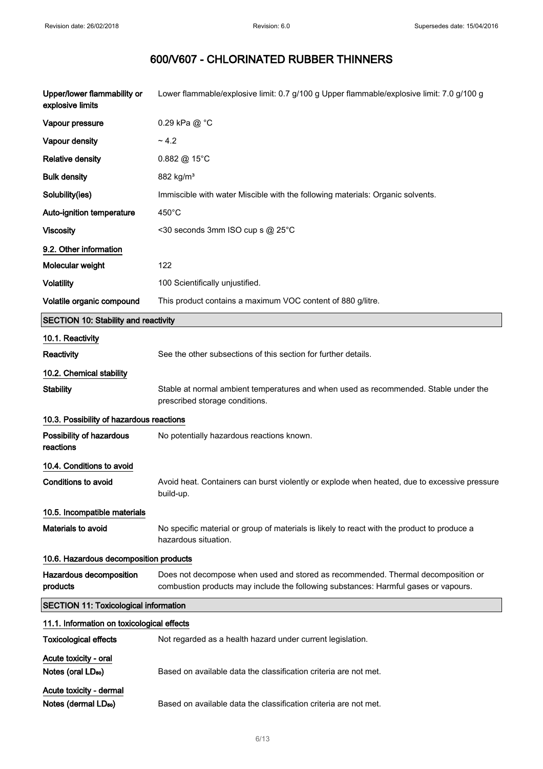# 600/V607 - CHLORINATED RUBBER THINNERS

| | |
|---|---|
| **Upper/lower flammability or explosive limits** | Lower flammable/explosive limit: 0.7 g/100 g Upper flammable/explosive limit: 7.0 g/100 g |
| **Vapour pressure** | 0.29 kPa @ °C |
| **Vapour density** | ~ 4.2 |
| **Relative density** | 0.882 @ 15°C |
| **Bulk density** | 882 kg/m³ |
| **Solubility(ies)** | Immiscible with water Miscible with the following materials: Organic solvents. |
| **Auto-ignition temperature** | 450°C |
| **Viscosity** | <30 seconds 3mm ISO cup s @ 25°C |

### 9.2. Other information

| | |
|---|---|
| **Molecular weight** | 122 |
| **Volatility** | 100 Scientifically unjustified. |
| **Volatile organic compound** | This product contains a maximum VOC content of 880 g/litre. |

## SECTION 10: Stability and reactivity

### 10.1. Reactivity

**Reactivity** See the other subsections of this section for further details.

### 10.2. Chemical stability

**Stability** Stable at normal ambient temperatures and when used as recommended. Stable under the prescribed storage conditions.

### 10.3. Possibility of hazardous reactions

**Possibility of hazardous reactions** No potentially hazardous reactions known.

### 10.4. Conditions to avoid

**Conditions to avoid** Avoid heat. Containers can burst violently or explode when heated, due to excessive pressure build-up.

### 10.5. Incompatible materials

**Materials to avoid** No specific material or group of materials is likely to react with the product to produce a hazardous situation.

### 10.6. Hazardous decomposition products

**Hazardous decomposition products** Does not decompose when used and stored as recommended. Thermal decomposition or combustion products may include the following substances: Harmful gases or vapours.

## SECTION 11: Toxicological information

### 11.1. Information on toxicological effects

**Toxicological effects** Not regarded as a health hazard under current legislation.

**Acute toxicity - oral**

**Notes (oral $LD_{50}$)** Based on available data the classification criteria are not met.

**Acute toxicity - dermal**

**Notes (dermal $LD_{50}$)** Based on available data the classification criteria are not met.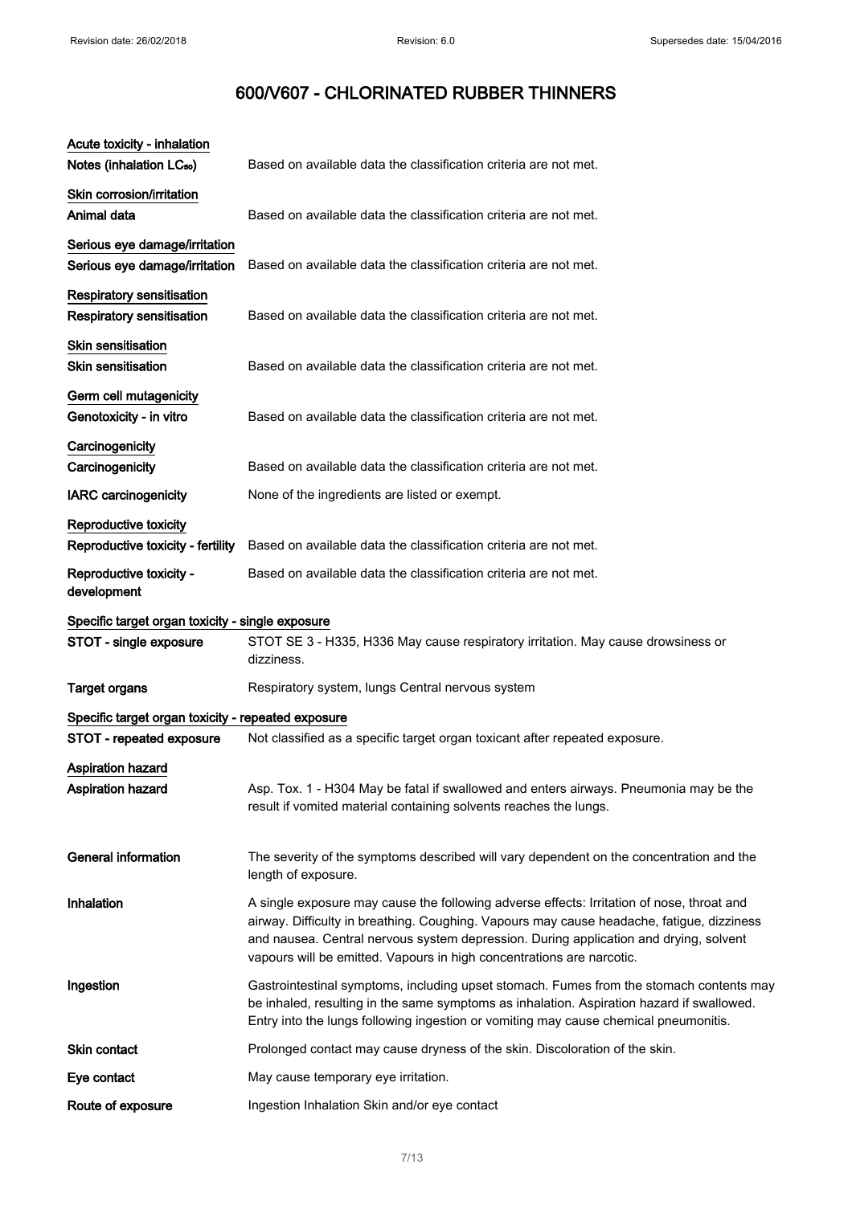# 600/V607 - CHLORINATED RUBBER THINNERS

**Acute toxicity - inhalation**

**Notes (inhalation $LC_{50}$)** Based on available data the classification criteria are not met.

**Skin corrosion/irritation**

**Animal data** Based on available data the classification criteria are not met.

**Serious eye damage/irritation**

**Serious eye damage/irritation** Based on available data the classification criteria are not met.

**Respiratory sensitisation**

**Respiratory sensitisation** Based on available data the classification criteria are not met.

**Skin sensitisation**

**Skin sensitisation** Based on available data the classification criteria are not met.

**Germ cell mutagenicity**

**Genotoxicity - in vitro** Based on available data the classification criteria are not met.

**Carcinogenicity**

**Carcinogenicity** Based on available data the classification criteria are not met.

**IARC carcinogenicity** None of the ingredients are listed or exempt.

**Reproductive toxicity**

**Reproductive toxicity - fertility** Based on available data the classification criteria are not met.

**Reproductive toxicity - development** Based on available data the classification criteria are not met.

**Specific target organ toxicity - single exposure**

**STOT - single exposure** STOT SE 3 - H335, H336 May cause respiratory irritation. May cause drowsiness or dizziness.

**Target organs** Respiratory system, lungs Central nervous system

**Specific target organ toxicity - repeated exposure**

**STOT - repeated exposure** Not classified as a specific target organ toxicant after repeated exposure.

**Aspiration hazard**

**Aspiration hazard** Asp. Tox. 1 - H304 May be fatal if swallowed and enters airways. Pneumonia may be the result if vomited material containing solvents reaches the lungs.

**General information** The severity of the symptoms described will vary dependent on the concentration and the length of exposure.

**Inhalation** A single exposure may cause the following adverse effects: Irritation of nose, throat and airway. Difficulty in breathing. Coughing. Vapours may cause headache, fatigue, dizziness and nausea. Central nervous system depression. During application and drying, solvent vapours will be emitted. Vapours in high concentrations are narcotic.

**Ingestion** Gastrointestinal symptoms, including upset stomach. Fumes from the stomach contents may be inhaled, resulting in the same symptoms as inhalation. Aspiration hazard if swallowed. Entry into the lungs following ingestion or vomiting may cause chemical pneumonitis.

**Skin contact** Prolonged contact may cause dryness of the skin. Discoloration of the skin.

**Eye contact** May cause temporary eye irritation.

**Route of exposure** Ingestion Inhalation Skin and/or eye contact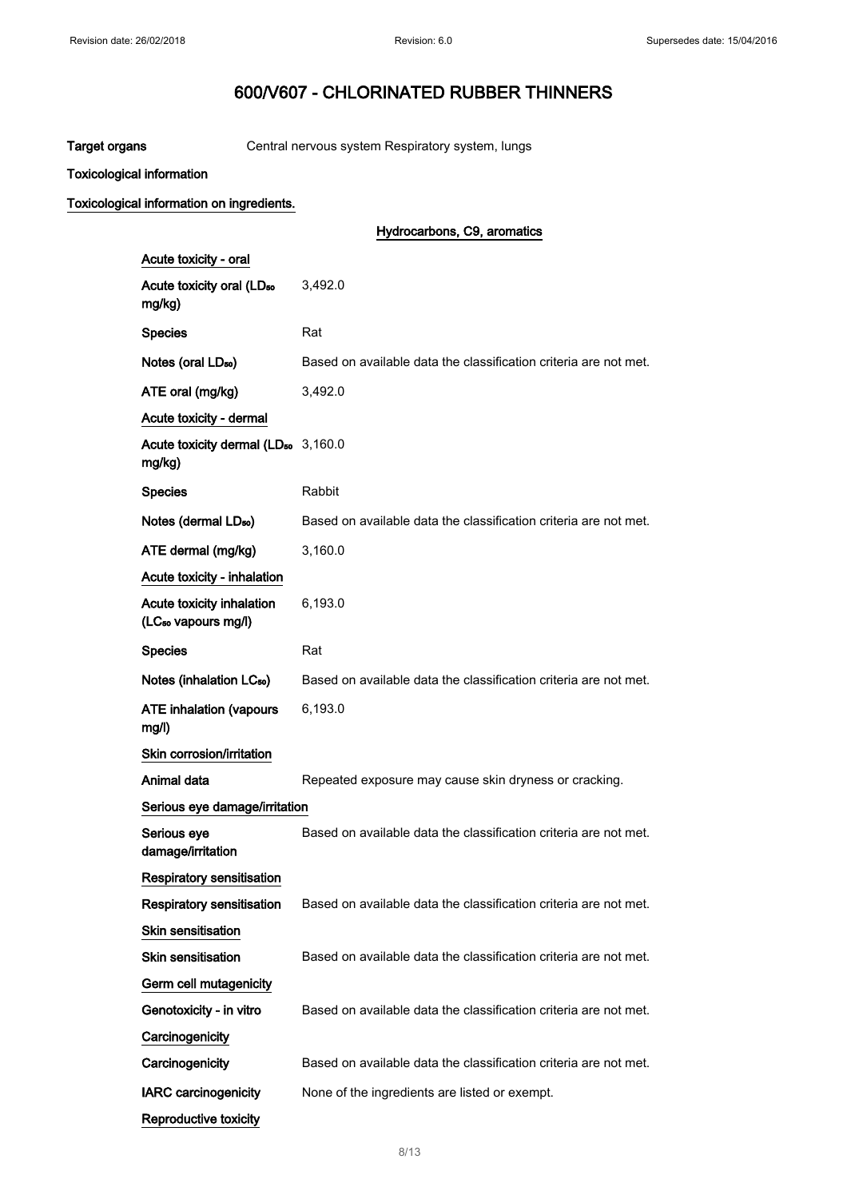# 600/V607 - CHLORINATED RUBBER THINNERS

**Target organs** Central nervous system Respiratory system, lungs

**Toxicological information**

**Toxicological information on ingredients.**

### Hydrocarbons, C9, aromatics

**Acute toxicity - oral**

| | |
|---|---|
| **Acute toxicity oral ($LD_{50}$ mg/kg)** | 3,492.0 |
| **Species** | Rat |
| **Notes (oral $LD_{50}$)** | Based on available data the classification criteria are not met. |
| **ATE oral (mg/kg)** | 3,492.0 |

**Acute toxicity - dermal**

| | |
|---|---|
| **Acute toxicity dermal ($LD_{50}$ mg/kg)** | 3,160.0 |
| **Species** | Rabbit |
| **Notes (dermal $LD_{50}$)** | Based on available data the classification criteria are not met. |
| **ATE dermal (mg/kg)** | 3,160.0 |

**Acute toxicity - inhalation**

| | |
|---|---|
| **Acute toxicity inhalation ($LC_{50}$ vapours mg/l)** | 6,193.0 |
| **Species** | Rat |
| **Notes (inhalation $LC_{50}$)** | Based on available data the classification criteria are not met. |
| **ATE inhalation (vapours mg/l)** | 6,193.0 |

**Skin corrosion/irritation**

| | |
|---|---|
| **Animal data** | Repeated exposure may cause skin dryness or cracking. |

**Serious eye damage/irritation**

| | |
|---|---|
| **Serious eye damage/irritation** | Based on available data the classification criteria are not met. |

**Respiratory sensitisation**

| | |
|---|---|
| **Respiratory sensitisation** | Based on available data the classification criteria are not met. |

**Skin sensitisation**

| | |
|---|---|
| **Skin sensitisation** | Based on available data the classification criteria are not met. |

**Germ cell mutagenicity**

| | |
|---|---|
| **Genotoxicity - in vitro** | Based on available data the classification criteria are not met. |

**Carcinogenicity**

| | |
|---|---|
| **Carcinogenicity** | Based on available data the classification criteria are not met. |
| **IARC carcinogenicity** | None of the ingredients are listed or exempt. |

**Reproductive toxicity**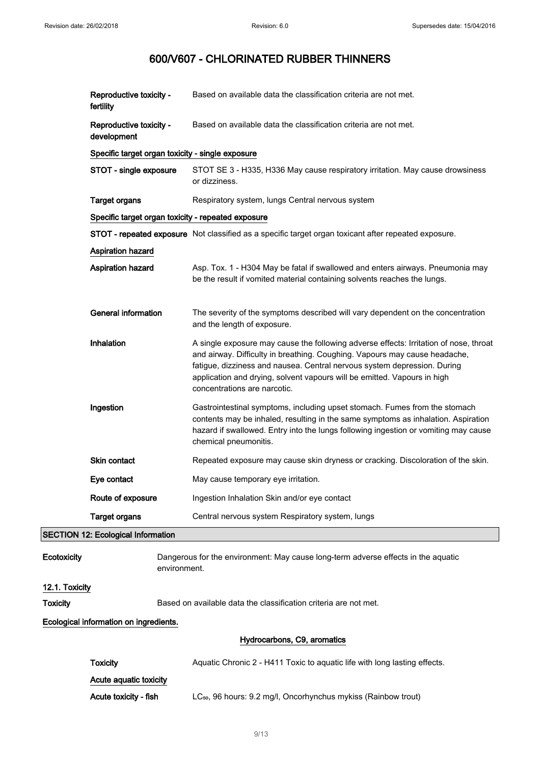| | |
|---|---|
| **Reproductive toxicity - fertility** | Based on available data the classification criteria are not met. |
| **Reproductive toxicity - development** | Based on available data the classification criteria are not met. |

**Specific target organ toxicity - single exposure**

| | |
|---|---|
| **STOT - single exposure** | STOT SE 3 - H335, H336 May cause respiratory irritation. May cause drowsiness or dizziness. |
| **Target organs** | Respiratory system, lungs Central nervous system |

**Specific target organ toxicity - repeated exposure**

| | |
|---|---|
| **STOT - repeated exposure** | Not classified as a specific target organ toxicant after repeated exposure. |

**Aspiration hazard**

| | |
|---|---|
| **Aspiration hazard** | Asp. Tox. 1 - H304 May be fatal if swallowed and enters airways. Pneumonia may be the result if vomited material containing solvents reaches the lungs. |
| **General information** | The severity of the symptoms described will vary dependent on the concentration and the length of exposure. |
| **Inhalation** | A single exposure may cause the following adverse effects: Irritation of nose, throat and airway. Difficulty in breathing. Coughing. Vapours may cause headache, fatigue, dizziness and nausea. Central nervous system depression. During application and drying, solvent vapours will be emitted. Vapours in high concentrations are narcotic. |
| **Ingestion** | Gastrointestinal symptoms, including upset stomach. Fumes from the stomach contents may be inhaled, resulting in the same symptoms as inhalation. Aspiration hazard if swallowed. Entry into the lungs following ingestion or vomiting may cause chemical pneumonitis. |
| **Skin contact** | Repeated exposure may cause skin dryness or cracking. Discoloration of the skin. |
| **Eye contact** | May cause temporary eye irritation. |
| **Route of exposure** | Ingestion Inhalation Skin and/or eye contact |
| **Target organs** | Central nervous system Respiratory system, lungs |

## SECTION 12: Ecological Information

| | |
|---|---|
| **Ecotoxicity** | Dangerous for the environment: May cause long-term adverse effects in the aquatic environment. |

### 12.1. Toxicity

| | |
|---|---|
| **Toxicity** | Based on available data the classification criteria are not met. |

**Ecological information on ingredients.**

**Hydrocarbons, C9, aromatics**

| | |
|---|---|
| **Toxicity** | Aquatic Chronic 2 - H411 Toxic to aquatic life with long lasting effects. |

**Acute aquatic toxicity**

| | |
|---|---|
| **Acute toxicity - fish** | $LC_{50}$, 96 hours: 9.2 mg/l, Oncorhynchus mykiss (Rainbow trout) |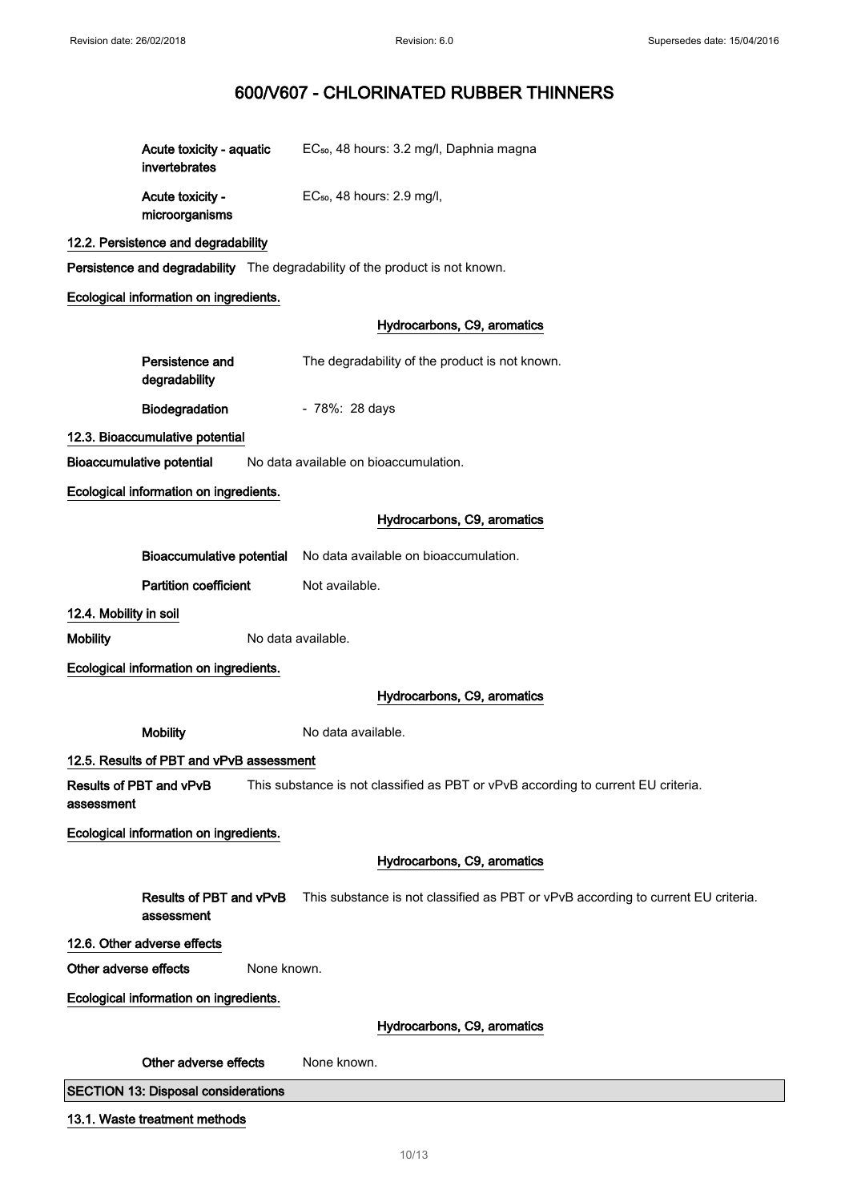# 600/V607 - CHLORINATED RUBBER THINNERS

**Acute toxicity - aquatic invertebrates** $EC_{50}$, 48 hours: 3.2 mg/l, Daphnia magna

**Acute toxicity - microorganisms** $EC_{50}$, 48 hours: 2.9 mg/l,

### 12.2. Persistence and degradability

**Persistence and degradability** The degradability of the product is not known.

**Ecological information on ingredients.**

**Hydrocarbons, C9, aromatics**

**Persistence and degradability** The degradability of the product is not known.

**Biodegradation** - 78%: 28 days

### 12.3. Bioaccumulative potential

**Bioaccumulative potential** No data available on bioaccumulation.

**Ecological information on ingredients.**

**Hydrocarbons, C9, aromatics**

**Bioaccumulative potential** No data available on bioaccumulation.

**Partition coefficient** Not available.

### 12.4. Mobility in soil

**Mobility** No data available.

**Ecological information on ingredients.**

**Hydrocarbons, C9, aromatics**

**Mobility** No data available.

### 12.5. Results of PBT and vPvB assessment

**Results of PBT and vPvB assessment** This substance is not classified as PBT or vPvB according to current EU criteria.

**Ecological information on ingredients.**

**Hydrocarbons, C9, aromatics**

**Results of PBT and vPvB assessment** This substance is not classified as PBT or vPvB according to current EU criteria.

### 12.6. Other adverse effects

**Other adverse effects** None known.

**Ecological information on ingredients.**

**Hydrocarbons, C9, aromatics**

**Other adverse effects** None known.

## SECTION 13: Disposal considerations

### 13.1. Waste treatment methods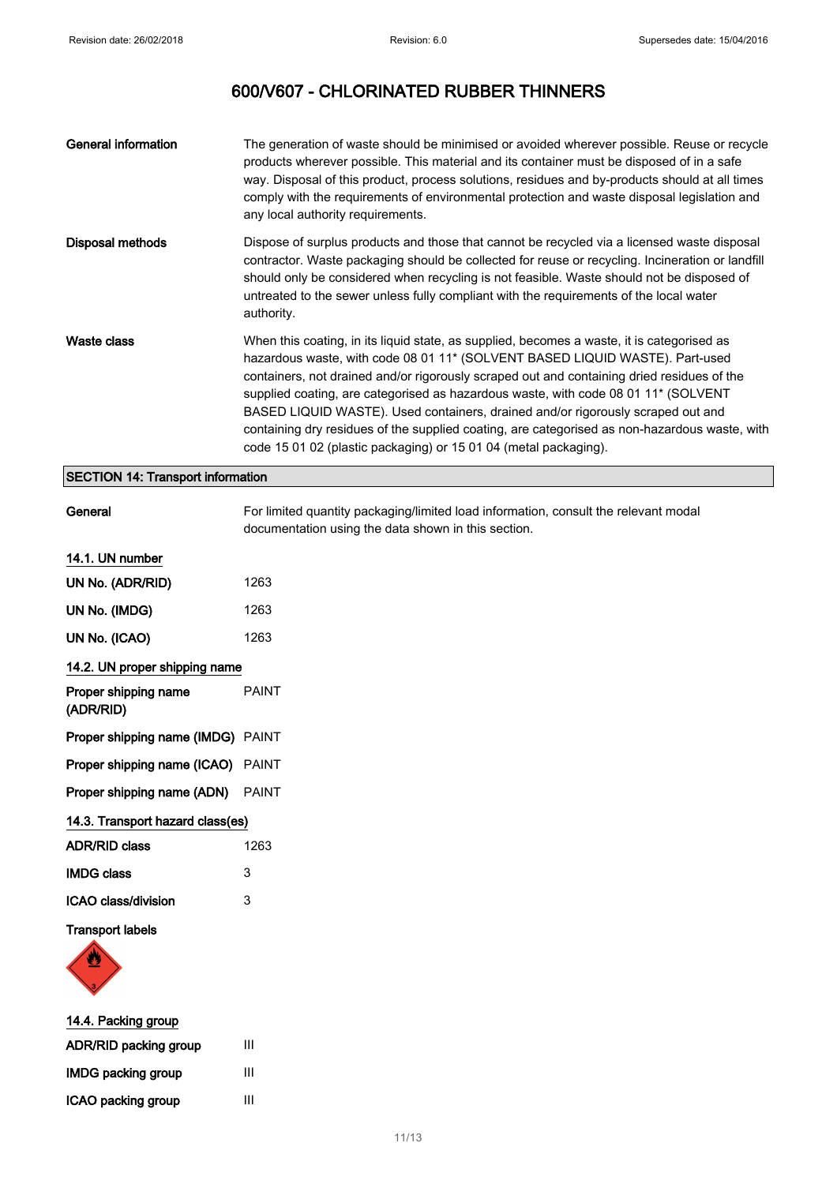# 600/V607 - CHLORINATED RUBBER THINNERS

| | |
|---|---|
| **General information** | The generation of waste should be minimised or avoided wherever possible. Reuse or recycle products wherever possible. This material and its container must be disposed of in a safe way. Disposal of this product, process solutions, residues and by-products should at all times comply with the requirements of environmental protection and waste disposal legislation and any local authority requirements. |
| **Disposal methods** | Dispose of surplus products and those that cannot be recycled via a licensed waste disposal contractor. Waste packaging should be collected for reuse or recycling. Incineration or landfill should only be considered when recycling is not feasible. Waste should not be disposed of untreated to the sewer unless fully compliant with the requirements of the local water authority. |
| **Waste class** | When this coating, in its liquid state, as supplied, becomes a waste, it is categorised as hazardous waste, with code 08 01 11* (SOLVENT BASED LIQUID WASTE). Part-used containers, not drained and/or rigorously scraped out and containing dried residues of the supplied coating, are categorised as hazardous waste, with code 08 01 11* (SOLVENT BASED LIQUID WASTE). Used containers, drained and/or rigorously scraped out and containing dry residues of the supplied coating, are categorised as non-hazardous waste, with code 15 01 02 (plastic packaging) or 15 01 04 (metal packaging). |

## SECTION 14: Transport information

**General** — For limited quantity packaging/limited load information, consult the relevant modal documentation using the data shown in this section.

### 14.1. UN number

| | |
|---|---|
| **UN No. (ADR/RID)** | 1263 |
| **UN No. (IMDG)** | 1263 |
| **UN No. (ICAO)** | 1263 |

### 14.2. UN proper shipping name

| | |
|---|---|
| **Proper shipping name (ADR/RID)** | PAINT |
| **Proper shipping name (IMDG)** | PAINT |
| **Proper shipping name (ICAO)** | PAINT |
| **Proper shipping name (ADN)** | PAINT |

### 14.3. Transport hazard class(es)

| | |
|---|---|
| **ADR/RID class** | 1263 |
| **IMDG class** | 3 |
| **ICAO class/division** | 3 |

**Transport labels**

### 14.4. Packing group

| | |
|---|---|
| **ADR/RID packing group** | III |
| **IMDG packing group** | III |
| **ICAO packing group** | III |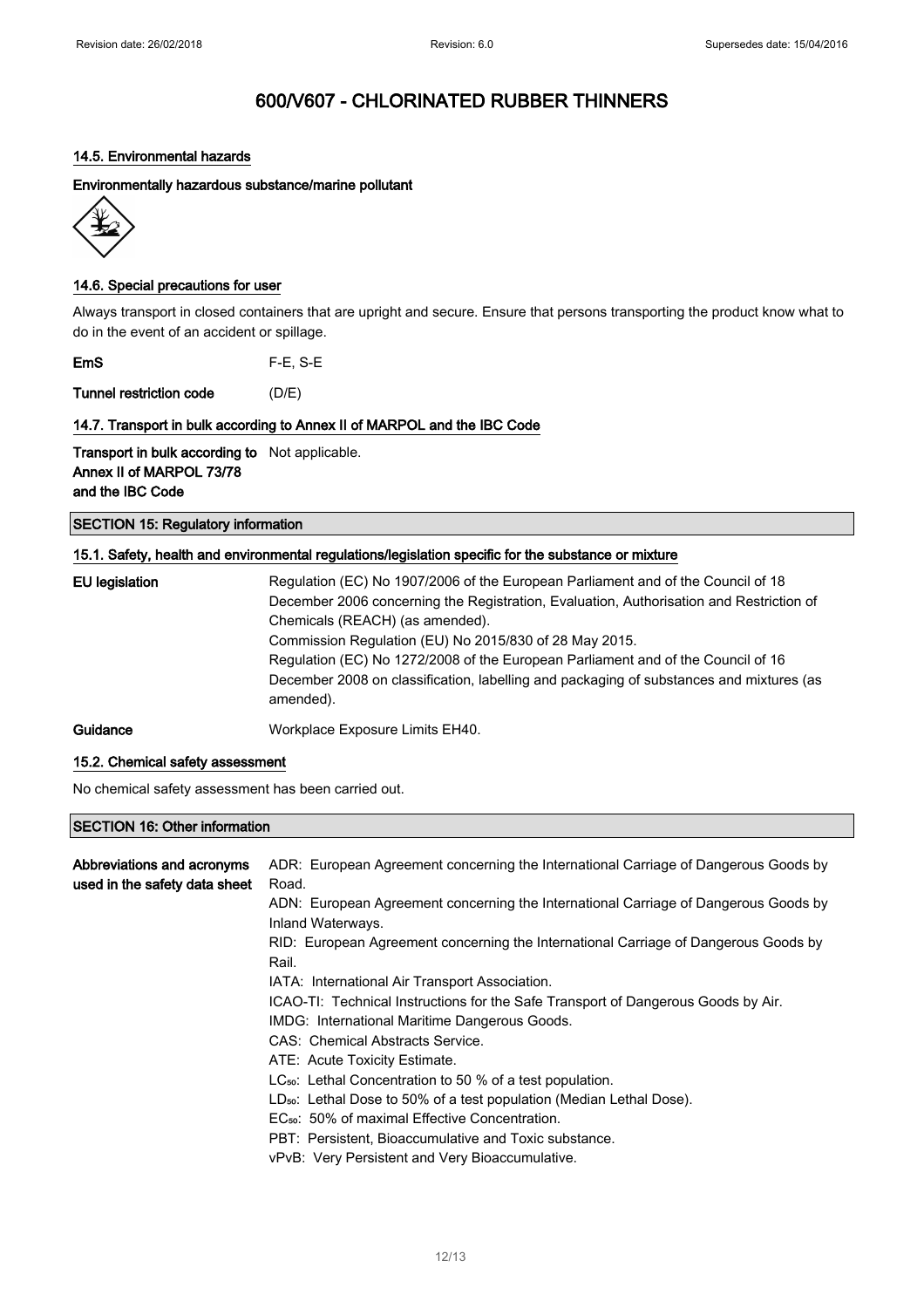# 600/V607 - CHLORINATED RUBBER THINNERS

### 14.5. Environmental hazards

**Environmentally hazardous substance/marine pollutant**

### 14.6. Special precautions for user

Always transport in closed containers that are upright and secure. Ensure that persons transporting the product know what to do in the event of an accident or spillage.

| | |
|---|---|
| **EmS** | F-E, S-E |
| **Tunnel restriction code** | (D/E) |

### 14.7. Transport in bulk according to Annex II of MARPOL and the IBC Code

| | |
|---|---|
| **Transport in bulk according to Annex II of MARPOL 73/78 and the IBC Code** | Not applicable. |

## SECTION 15: Regulatory information

### 15.1. Safety, health and environmental regulations/legislation specific for the substance or mixture

| | |
|---|---|
| **EU legislation** | Regulation (EC) No 1907/2006 of the European Parliament and of the Council of 18 December 2006 concerning the Registration, Evaluation, Authorisation and Restriction of Chemicals (REACH) (as amended).<br>Commission Regulation (EU) No 2015/830 of 28 May 2015.<br>Regulation (EC) No 1272/2008 of the European Parliament and of the Council of 16 December 2008 on classification, labelling and packaging of substances and mixtures (as amended). |
| **Guidance** | Workplace Exposure Limits EH40. |

### 15.2. Chemical safety assessment

No chemical safety assessment has been carried out.

## SECTION 16: Other information

**Abbreviations and acronyms used in the safety data sheet**

ADR: European Agreement concerning the International Carriage of Dangerous Goods by Road.
ADN: European Agreement concerning the International Carriage of Dangerous Goods by Inland Waterways.
RID: European Agreement concerning the International Carriage of Dangerous Goods by Rail.
IATA: International Air Transport Association.
ICAO-TI: Technical Instructions for the Safe Transport of Dangerous Goods by Air.
IMDG: International Maritime Dangerous Goods.
CAS: Chemical Abstracts Service.
ATE: Acute Toxicity Estimate.
$LC_{50}$: Lethal Concentration to 50 % of a test population.
$LD_{50}$: Lethal Dose to 50% of a test population (Median Lethal Dose).
$EC_{50}$: 50% of maximal Effective Concentration.
PBT: Persistent, Bioaccumulative and Toxic substance.
vPvB: Very Persistent and Very Bioaccumulative.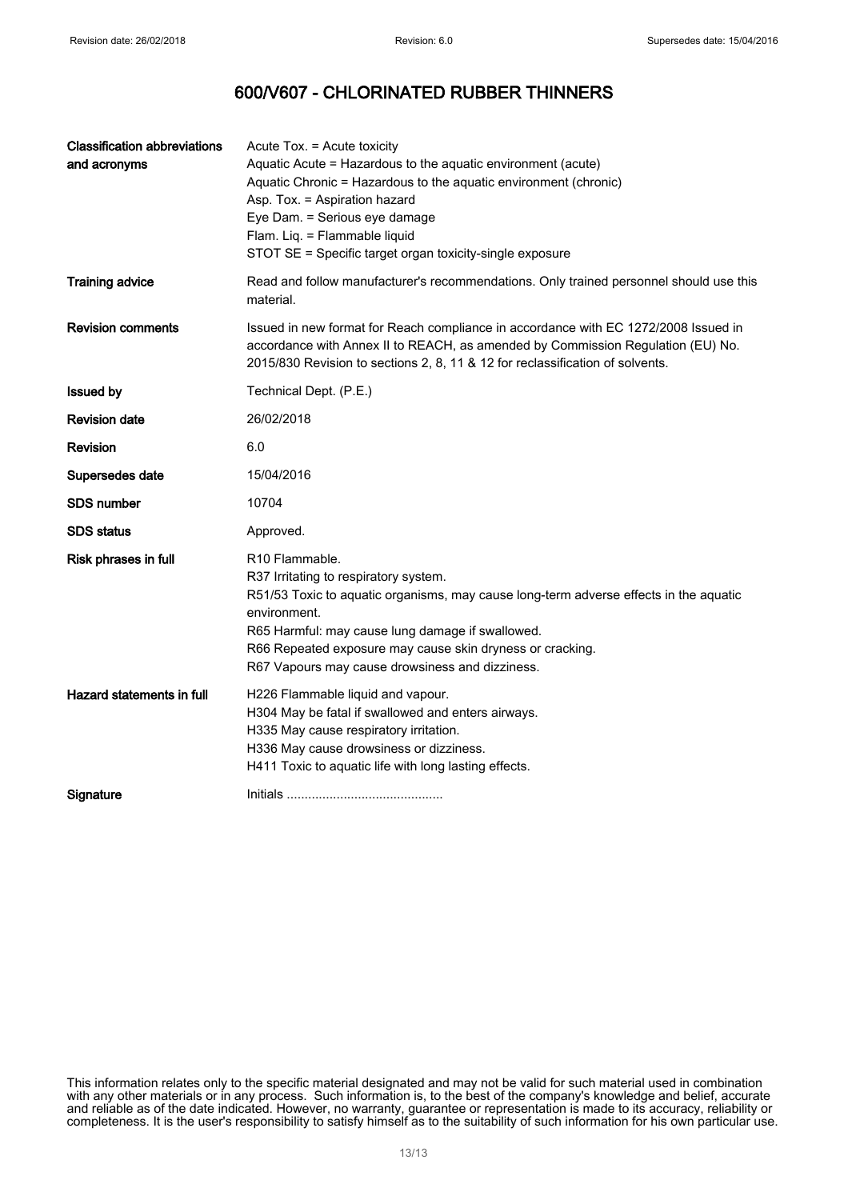# 600/V607 - CHLORINATED RUBBER THINNERS

| | |
|---|---|
| **Classification abbreviations and acronyms** | Acute Tox. = Acute toxicity<br>Aquatic Acute = Hazardous to the aquatic environment (acute)<br>Aquatic Chronic = Hazardous to the aquatic environment (chronic)<br>Asp. Tox. = Aspiration hazard<br>Eye Dam. = Serious eye damage<br>Flam. Liq. = Flammable liquid<br>STOT SE = Specific target organ toxicity-single exposure |
| **Training advice** | Read and follow manufacturer's recommendations. Only trained personnel should use this material. |
| **Revision comments** | Issued in new format for Reach compliance in accordance with EC 1272/2008 Issued in accordance with Annex II to REACH, as amended by Commission Regulation (EU) No. 2015/830 Revision to sections 2, 8, 11 & 12 for reclassification of solvents. |
| **Issued by** | Technical Dept. (P.E.) |
| **Revision date** | 26/02/2018 |
| **Revision** | 6.0 |
| **Supersedes date** | 15/04/2016 |
| **SDS number** | 10704 |
| **SDS status** | Approved. |
| **Risk phrases in full** | R10 Flammable.<br>R37 Irritating to respiratory system.<br>R51/53 Toxic to aquatic organisms, may cause long-term adverse effects in the aquatic environment.<br>R65 Harmful: may cause lung damage if swallowed.<br>R66 Repeated exposure may cause skin dryness or cracking.<br>R67 Vapours may cause drowsiness and dizziness. |
| **Hazard statements in full** | H226 Flammable liquid and vapour.<br>H304 May be fatal if swallowed and enters airways.<br>H335 May cause respiratory irritation.<br>H336 May cause drowsiness or dizziness.<br>H411 Toxic to aquatic life with long lasting effects. |
| **Signature** | Initials ........................................... |

This information relates only to the specific material designated and may not be valid for such material used in combination with any other materials or in any process. Such information is, to the best of the company's knowledge and belief, accurate and reliable as of the date indicated. However, no warranty, guarantee or representation is made to its accuracy, reliability or completeness. It is the user's responsibility to satisfy himself as to the suitability of such information for his own particular use.